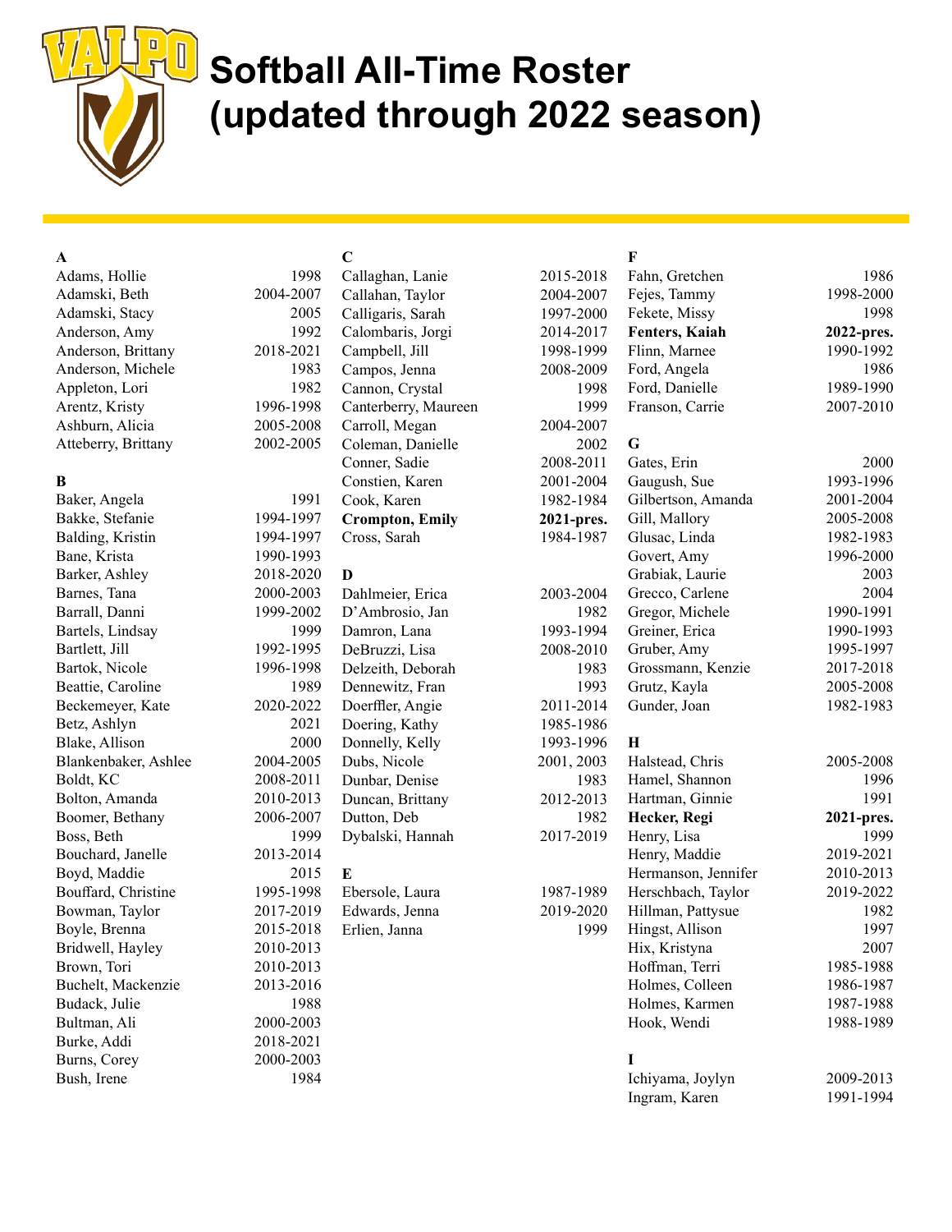# Softball All-Time Roster (updated through 2022 season)

**A**

| Name | Years |
|---|---|
| Adams, Hollie | 1998 |
| Adamski, Beth | 2004-2007 |
| Adamski, Stacy | 2005 |
| Anderson, Amy | 1992 |
| Anderson, Brittany | 2018-2021 |
| Anderson, Michele | 1983 |
| Appleton, Lori | 1982 |
| Arentz, Kristy | 1996-1998 |
| Ashburn, Alicia | 2005-2008 |
| Atteberry, Brittany | 2002-2005 |

**B**

| Name | Years |
|---|---|
| Baker, Angela | 1991 |
| Bakke, Stefanie | 1994-1997 |
| Balding, Kristin | 1994-1997 |
| Bane, Krista | 1990-1993 |
| Barker, Ashley | 2018-2020 |
| Barnes, Tana | 2000-2003 |
| Barrall, Danni | 1999-2002 |
| Bartels, Lindsay | 1999 |
| Bartlett, Jill | 1992-1995 |
| Bartok, Nicole | 1996-1998 |
| Beattie, Caroline | 1989 |
| Beckemeyer, Kate | 2020-2022 |
| Betz, Ashlyn | 2021 |
| Blake, Allison | 2000 |
| Blankenbaker, Ashlee | 2004-2005 |
| Boldt, KC | 2008-2011 |
| Bolton, Amanda | 2010-2013 |
| Boomer, Bethany | 2006-2007 |
| Boss, Beth | 1999 |
| Bouchard, Janelle | 2013-2014 |
| Boyd, Maddie | 2015 |
| Bouffard, Christine | 1995-1998 |
| Bowman, Taylor | 2017-2019 |
| Boyle, Brenna | 2015-2018 |
| Bridwell, Hayley | 2010-2013 |
| Brown, Tori | 2010-2013 |
| Buchelt, Mackenzie | 2013-2016 |
| Budack, Julie | 1988 |
| Bultman, Ali | 2000-2003 |
| Burke, Addi | 2018-2021 |
| Burns, Corey | 2000-2003 |
| Bush, Irene | 1984 |

**C**

| Name | Years |
|---|---|
| Callaghan, Lanie | 2015-2018 |
| Callahan, Taylor | 2004-2007 |
| Calligaris, Sarah | 1997-2000 |
| Calombaris, Jorgi | 2014-2017 |
| Campbell, Jill | 1998-1999 |
| Campos, Jenna | 2008-2009 |
| Cannon, Crystal | 1998 |
| Canterberry, Maureen | 1999 |
| Carroll, Megan | 2004-2007 |
| Coleman, Danielle | 2002 |
| Conner, Sadie | 2008-2011 |
| Constien, Karen | 2001-2004 |
| Cook, Karen | 1982-1984 |
| **Crompton, Emily** | **2021-pres.** |
| Cross, Sarah | 1984-1987 |

**D**

| Name | Years |
|---|---|
| Dahlmeier, Erica | 2003-2004 |
| D'Ambrosio, Jan | 1982 |
| Damron, Lana | 1993-1994 |
| DeBruzzi, Lisa | 2008-2010 |
| Delzeith, Deborah | 1983 |
| Dennewitz, Fran | 1993 |
| Doerffler, Angie | 2011-2014 |
| Doering, Kathy | 1985-1986 |
| Donnelly, Kelly | 1993-1996 |
| Dubs, Nicole | 2001, 2003 |
| Dunbar, Denise | 1983 |
| Duncan, Brittany | 2012-2013 |
| Dutton, Deb | 1982 |
| Dybalski, Hannah | 2017-2019 |

**E**

| Name | Years |
|---|---|
| Ebersole, Laura | 1987-1989 |
| Edwards, Jenna | 2019-2020 |
| Erlien, Janna | 1999 |

**F**

| Name | Years |
|---|---|
| Fahn, Gretchen | 1986 |
| Fejes, Tammy | 1998-2000 |
| Fekete, Missy | 1998 |
| **Fenters, Kaiah** | **2022-pres.** |
| Flinn, Marnee | 1990-1992 |
| Ford, Angela | 1986 |
| Ford, Danielle | 1989-1990 |
| Franson, Carrie | 2007-2010 |

**G**

| Name | Years |
|---|---|
| Gates, Erin | 2000 |
| Gaugush, Sue | 1993-1996 |
| Gilbertson, Amanda | 2001-2004 |
| Gill, Mallory | 2005-2008 |
| Glusac, Linda | 1982-1983 |
| Govert, Amy | 1996-2000 |
| Grabiak, Laurie | 2003 |
| Grecco, Carlene | 2004 |
| Gregor, Michele | 1990-1991 |
| Greiner, Erica | 1990-1993 |
| Gruber, Amy | 1995-1997 |
| Grossmann, Kenzie | 2017-2018 |
| Grutz, Kayla | 2005-2008 |
| Gunder, Joan | 1982-1983 |

**H**

| Name | Years |
|---|---|
| Halstead, Chris | 2005-2008 |
| Hamel, Shannon | 1996 |
| Hartman, Ginnie | 1991 |
| **Hecker, Regi** | **2021-pres.** |
| Henry, Lisa | 1999 |
| Henry, Maddie | 2019-2021 |
| Hermanson, Jennifer | 2010-2013 |
| Herschbach, Taylor | 2019-2022 |
| Hillman, Pattysue | 1982 |
| Hingst, Allison | 1997 |
| Hix, Kristyna | 2007 |
| Hoffman, Terri | 1985-1988 |
| Holmes, Colleen | 1986-1987 |
| Holmes, Karmen | 1987-1988 |
| Hook, Wendi | 1988-1989 |

**I**

| Name | Years |
|---|---|
| Ichiyama, Joylyn | 2009-2013 |
| Ingram, Karen | 1991-1994 |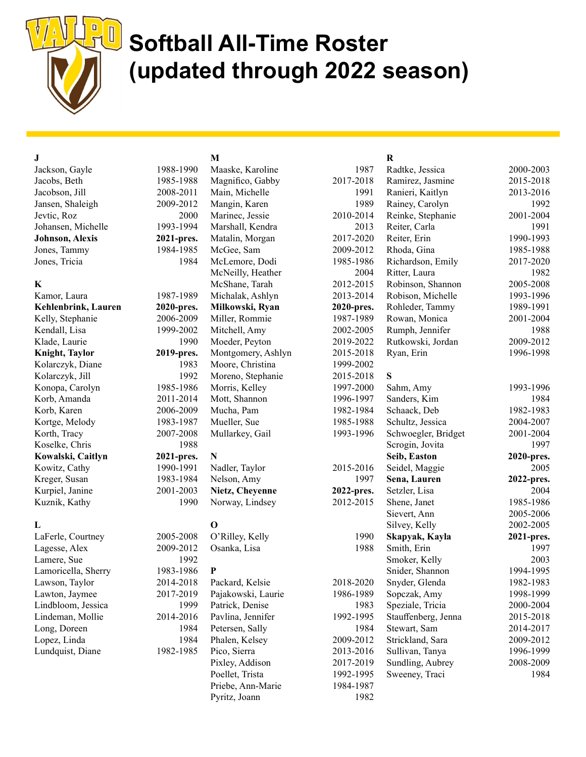# Softball All-Time Roster (updated through 2022 season)

**J**

| Name | Years |
|---|---|
| Jackson, Gayle | 1988-1990 |
| Jacobs, Beth | 1985-1988 |
| Jacobson, Jill | 2008-2011 |
| Jansen, Shaleigh | 2009-2012 |
| Jevtic, Roz | 2000 |
| Johansen, Michelle | 1993-1994 |
| **Johnson, Alexis** | **2021-pres.** |
| Jones, Tammy | 1984-1985 |
| Jones, Tricia | 1984 |

**K**

| Name | Years |
|---|---|
| Kamor, Laura | 1987-1989 |
| **Kehlenbrink, Lauren** | **2020-pres.** |
| Kelly, Stephanie | 2006-2009 |
| Kendall, Lisa | 1999-2002 |
| Klade, Laurie | 1990 |
| **Knight, Taylor** | **2019-pres.** |
| Kolarczyk, Diane | 1983 |
| Kolarczyk, Jill | 1992 |
| Konopa, Carolyn | 1985-1986 |
| Korb, Amanda | 2011-2014 |
| Korb, Karen | 2006-2009 |
| Kortge, Melody | 1983-1987 |
| Korth, Tracy | 2007-2008 |
| Koselke, Chris | 1988 |
| **Kowalski, Caitlyn** | **2021-pres.** |
| Kowitz, Cathy | 1990-1991 |
| Kreger, Susan | 1983-1984 |
| Kurpiel, Janine | 2001-2003 |
| Kuznik, Kathy | 1990 |

**L**

| Name | Years |
|---|---|
| LaFerle, Courtney | 2005-2008 |
| Lagesse, Alex | 2009-2012 |
| Lamere, Sue | 1992 |
| Lamoricella, Sherry | 1983-1986 |
| Lawson, Taylor | 2014-2018 |
| Lawton, Jaymee | 2017-2019 |
| Lindbloom, Jessica | 1999 |
| Lindeman, Mollie | 2014-2016 |
| Long, Doreen | 1984 |
| Lopez, Linda | 1984 |
| Lundquist, Diane | 1982-1985 |

**M**

| Name | Years |
|---|---|
| Maaske, Karoline | 1987 |
| Magnifico, Gabby | 2017-2018 |
| Main, Michelle | 1991 |
| Mangin, Karen | 1989 |
| Marinec, Jessie | 2010-2014 |
| Marshall, Kendra | 2013 |
| Matalin, Morgan | 2017-2020 |
| McGee, Sam | 2009-2012 |
| McLemore, Dodi | 1985-1986 |
| McNeilly, Heather | 2004 |
| McShane, Tarah | 2012-2015 |
| Michalak, Ashlyn | 2013-2014 |
| **Milkowski, Ryan** | **2020-pres.** |
| Miller, Rommie | 1987-1989 |
| Mitchell, Amy | 2002-2005 |
| Moeder, Peyton | 2019-2022 |
| Montgomery, Ashlyn | 2015-2018 |
| Moore, Christina | 1999-2002 |
| Moreno, Stephanie | 2015-2018 |
| Morris, Kelley | 1997-2000 |
| Mott, Shannon | 1996-1997 |
| Mucha, Pam | 1982-1984 |
| Mueller, Sue | 1985-1988 |
| Mullarkey, Gail | 1993-1996 |

**N**

| Name | Years |
|---|---|
| Nadler, Taylor | 2015-2016 |
| Nelson, Amy | 1997 |
| **Nietz, Cheyenne** | **2022-pres.** |
| Norway, Lindsey | 2012-2015 |

**O**

| Name | Years |
|---|---|
| O'Rilley, Kelly | 1990 |
| Osanka, Lisa | 1988 |

**P**

| Name | Years |
|---|---|
| Packard, Kelsie | 2018-2020 |
| Pajakowski, Laurie | 1986-1989 |
| Patrick, Denise | 1983 |
| Pavlina, Jennifer | 1992-1995 |
| Petersen, Sally | 1984 |
| Phalen, Kelsey | 2009-2012 |
| Pico, Sierra | 2013-2016 |
| Pixley, Addison | 2017-2019 |
| Poellet, Trista | 1992-1995 |
| Priebe, Ann-Marie | 1984-1987 |
| Pyritz, Joann | 1982 |

**R**

| Name | Years |
|---|---|
| Radtke, Jessica | 2000-2003 |
| Ramirez, Jasmine | 2015-2018 |
| Ranieri, Kaitlyn | 2013-2016 |
| Rainey, Carolyn | 1992 |
| Reinke, Stephanie | 2001-2004 |
| Reiter, Carla | 1991 |
| Reiter, Erin | 1990-1993 |
| Rhoda, Gina | 1985-1988 |
| Richardson, Emily | 2017-2020 |
| Ritter, Laura | 1982 |
| Robinson, Shannon | 2005-2008 |
| Robison, Michelle | 1993-1996 |
| Rohleder, Tammy | 1989-1991 |
| Rowan, Monica | 2001-2004 |
| Rumph, Jennifer | 1988 |
| Rutkowski, Jordan | 2009-2012 |
| Ryan, Erin | 1996-1998 |

**S**

| Name | Years |
|---|---|
| Sahm, Amy | 1993-1996 |
| Sanders, Kim | 1984 |
| Schaack, Deb | 1982-1983 |
| Schultz, Jessica | 2004-2007 |
| Schwoegler, Bridget | 2001-2004 |
| Scrogin, Jovita | 1997 |
| **Seib, Easton** | **2020-pres.** |
| Seidel, Maggie | 2005 |
| **Sena, Lauren** | **2022-pres.** |
| Setzler, Lisa | 2004 |
| Shene, Janet | 1985-1986 |
| Sievert, Ann | 2005-2006 |
| Silvey, Kelly | 2002-2005 |
| **Skapyak, Kayla** | **2021-pres.** |
| Smith, Erin | 1997 |
| Smoker, Kelly | 2003 |
| Snider, Shannon | 1994-1995 |
| Snyder, Glenda | 1982-1983 |
| Sopczak, Amy | 1998-1999 |
| Speziale, Tricia | 2000-2004 |
| Stauffenberg, Jenna | 2015-2018 |
| Stewart, Sam | 2014-2017 |
| Strickland, Sara | 2009-2012 |
| Sullivan, Tanya | 1996-1999 |
| Sundling, Aubrey | 2008-2009 |
| Sweeney, Traci | 1984 |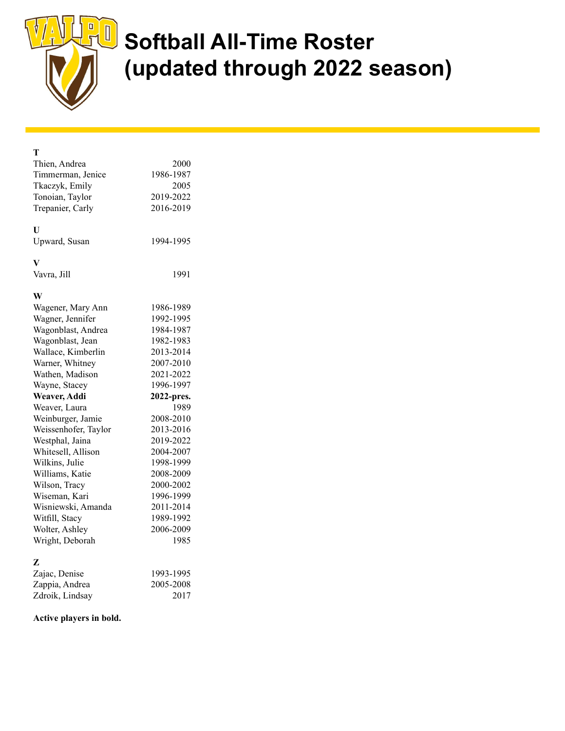# Softball All-Time Roster (updated through 2022 season)

**T**

| | |
|---|---|
| Thien, Andrea | 2000 |
| Timmerman, Jenice | 1986-1987 |
| Tkaczyk, Emily | 2005 |
| Tonoian, Taylor | 2019-2022 |
| Trepanier, Carly | 2016-2019 |

**U**

| | |
|---|---|
| Upward, Susan | 1994-1995 |

**V**

| | |
|---|---|
| Vavra, Jill | 1991 |

**W**

| | |
|---|---|
| Wagener, Mary Ann | 1986-1989 |
| Wagner, Jennifer | 1992-1995 |
| Wagonblast, Andrea | 1984-1987 |
| Wagonblast, Jean | 1982-1983 |
| Wallace, Kimberlin | 2013-2014 |
| Warner, Whitney | 2007-2010 |
| Wathen, Madison | 2021-2022 |
| Wayne, Stacey | 1996-1997 |
| **Weaver, Addi** | **2022-pres.** |
| Weaver, Laura | 1989 |
| Weinburger, Jamie | 2008-2010 |
| Weissenhofer, Taylor | 2013-2016 |
| Westphal, Jaina | 2019-2022 |
| Whitesell, Allison | 2004-2007 |
| Wilkins, Julie | 1998-1999 |
| Williams, Katie | 2008-2009 |
| Wilson, Tracy | 2000-2002 |
| Wiseman, Kari | 1996-1999 |
| Wisniewski, Amanda | 2011-2014 |
| Witfill, Stacy | 1989-1992 |
| Wolter, Ashley | 2006-2009 |
| Wright, Deborah | 1985 |

**Z**

| | |
|---|---|
| Zajac, Denise | 1993-1995 |
| Zappia, Andrea | 2005-2008 |
| Zdroik, Lindsay | 2017 |

**Active players in bold.**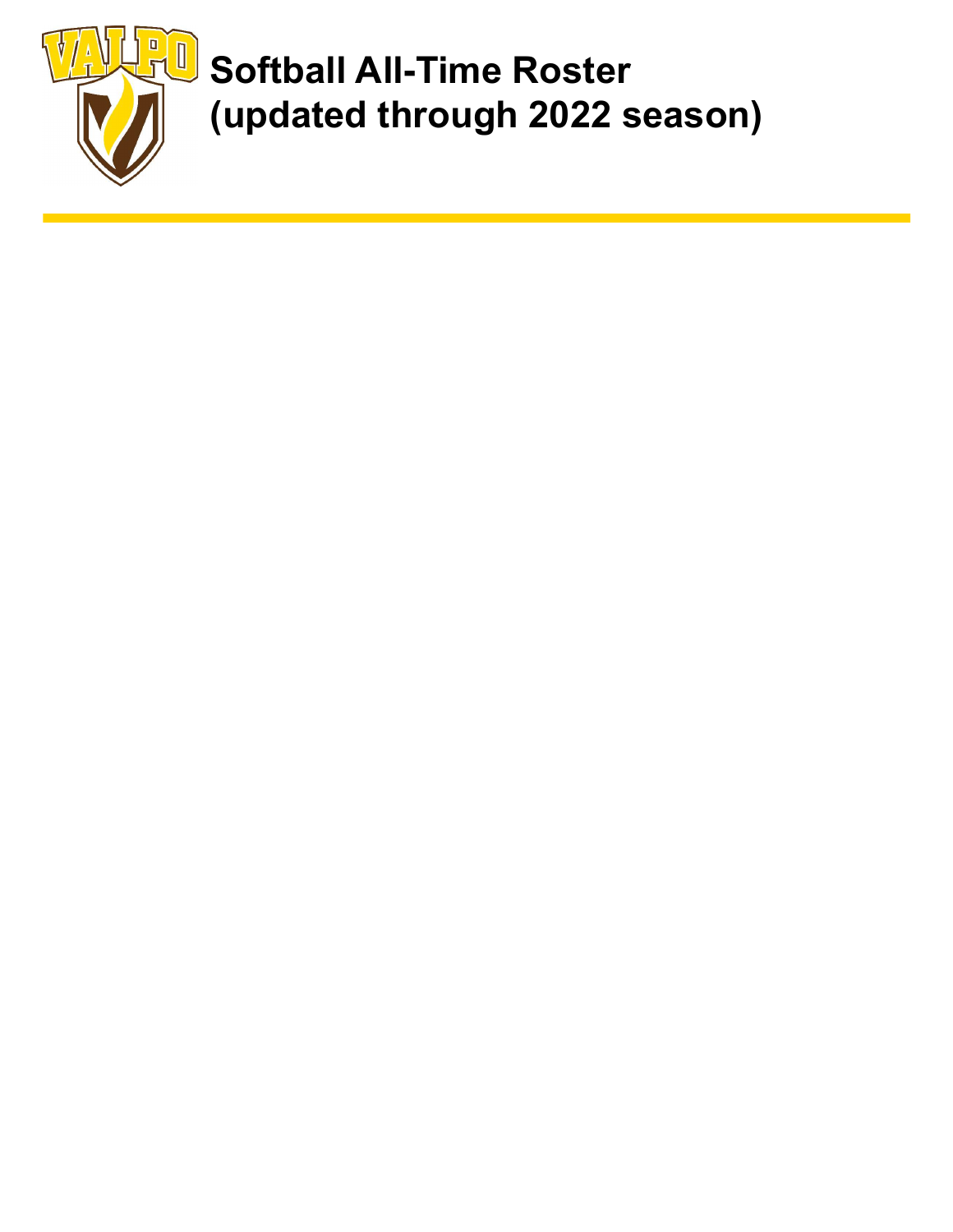# Softball All-Time Roster (updated through 2022 season)